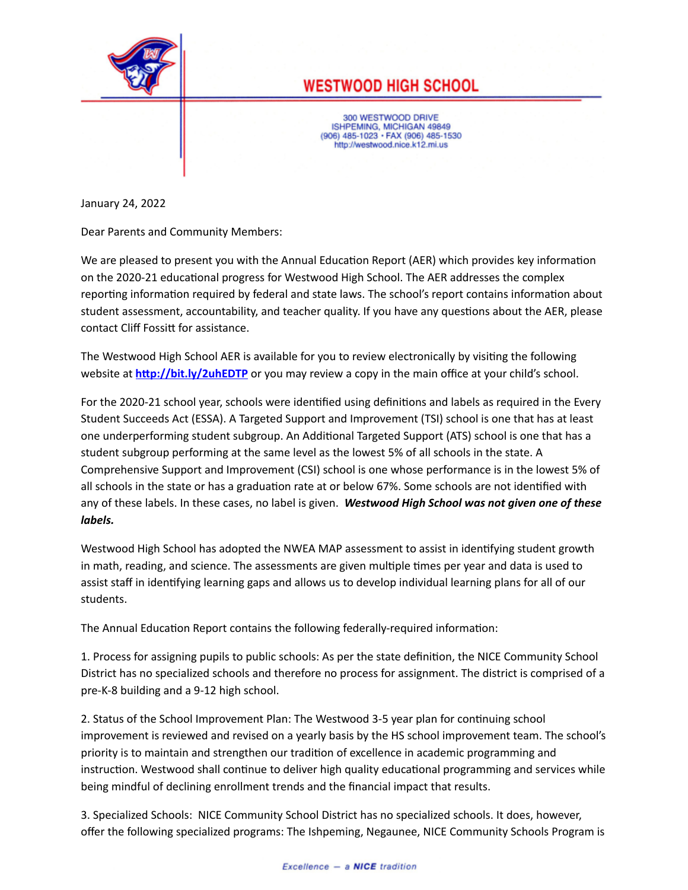# WESTWOOD HIGH SCHOOL

300 WESTWOOD DRIVE
ISHPEMING, MICHIGAN 49849
(906) 485-1023 • FAX (906) 485-1530
http://westwood.nice.k12.mi.us

January 24, 2022

Dear Parents and Community Members:

We are pleased to present you with the Annual Education Report (AER) which provides key information on the 2020-21 educational progress for Westwood High School. The AER addresses the complex reporting information required by federal and state laws. The school's report contains information about student assessment, accountability, and teacher quality. If you have any questions about the AER, please contact Cliff Fossitt for assistance.

The Westwood High School AER is available for you to review electronically by visiting the following website at **http://bit.ly/2uhEDTP** or you may review a copy in the main office at your child's school.

For the 2020-21 school year, schools were identified using definitions and labels as required in the Every Student Succeeds Act (ESSA). A Targeted Support and Improvement (TSI) school is one that has at least one underperforming student subgroup. An Additional Targeted Support (ATS) school is one that has a student subgroup performing at the same level as the lowest 5% of all schools in the state. A Comprehensive Support and Improvement (CSI) school is one whose performance is in the lowest 5% of all schools in the state or has a graduation rate at or below 67%. Some schools are not identified with any of these labels. In these cases, no label is given. ***Westwood High School was not given one of these labels.***

Westwood High School has adopted the NWEA MAP assessment to assist in identifying student growth in math, reading, and science. The assessments are given multiple times per year and data is used to assist staff in identifying learning gaps and allows us to develop individual learning plans for all of our students.

The Annual Education Report contains the following federally-required information:

1. Process for assigning pupils to public schools: As per the state definition, the NICE Community School District has no specialized schools and therefore no process for assignment. The district is comprised of a pre-K-8 building and a 9-12 high school.

2. Status of the School Improvement Plan: The Westwood 3-5 year plan for continuing school improvement is reviewed and revised on a yearly basis by the HS school improvement team. The school's priority is to maintain and strengthen our tradition of excellence in academic programming and instruction. Westwood shall continue to deliver high quality educational programming and services while being mindful of declining enrollment trends and the financial impact that results.

3. Specialized Schools: NICE Community School District has no specialized schools. It does, however, offer the following specialized programs: The Ishpeming, Negaunee, NICE Community Schools Program is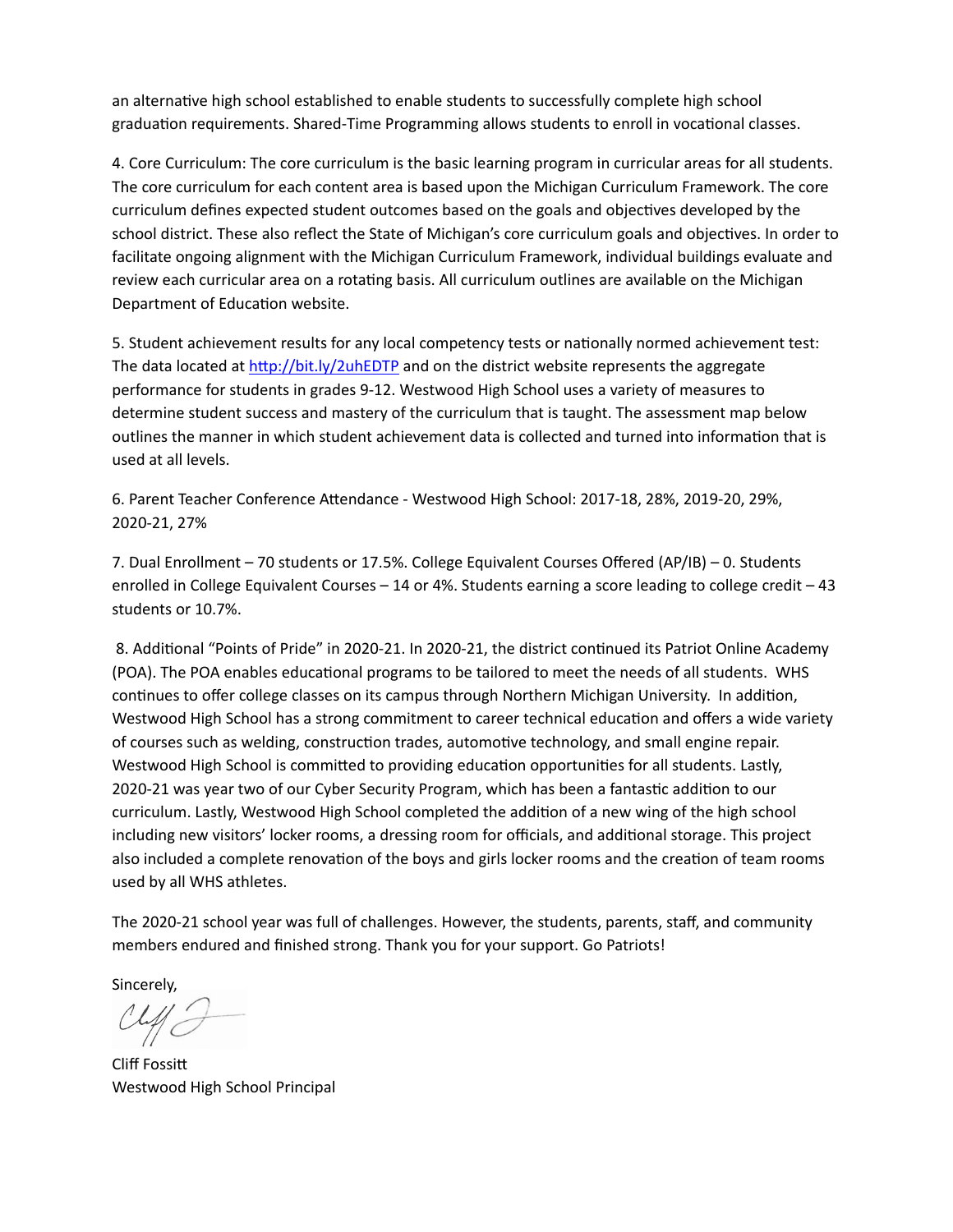an alternative high school established to enable students to successfully complete high school graduation requirements. Shared-Time Programming allows students to enroll in vocational classes.

4. Core Curriculum: The core curriculum is the basic learning program in curricular areas for all students. The core curriculum for each content area is based upon the Michigan Curriculum Framework. The core curriculum defines expected student outcomes based on the goals and objectives developed by the school district. These also reflect the State of Michigan's core curriculum goals and objectives. In order to facilitate ongoing alignment with the Michigan Curriculum Framework, individual buildings evaluate and review each curricular area on a rotating basis. All curriculum outlines are available on the Michigan Department of Education website.

5. Student achievement results for any local competency tests or nationally normed achievement test: The data located at http://bit.ly/2uhEDTP and on the district website represents the aggregate performance for students in grades 9-12. Westwood High School uses a variety of measures to determine student success and mastery of the curriculum that is taught. The assessment map below outlines the manner in which student achievement data is collected and turned into information that is used at all levels.

6. Parent Teacher Conference Attendance - Westwood High School: 2017-18, 28%, 2019-20, 29%, 2020-21, 27%

7. Dual Enrollment – 70 students or 17.5%. College Equivalent Courses Offered (AP/IB) – 0. Students enrolled in College Equivalent Courses – 14 or 4%. Students earning a score leading to college credit – 43 students or 10.7%.

8. Additional "Points of Pride" in 2020-21. In 2020-21, the district continued its Patriot Online Academy (POA). The POA enables educational programs to be tailored to meet the needs of all students. WHS continues to offer college classes on its campus through Northern Michigan University. In addition, Westwood High School has a strong commitment to career technical education and offers a wide variety of courses such as welding, construction trades, automotive technology, and small engine repair. Westwood High School is committed to providing education opportunities for all students. Lastly, 2020-21 was year two of our Cyber Security Program, which has been a fantastic addition to our curriculum. Lastly, Westwood High School completed the addition of a new wing of the high school including new visitors' locker rooms, a dressing room for officials, and additional storage. This project also included a complete renovation of the boys and girls locker rooms and the creation of team rooms used by all WHS athletes.

The 2020-21 school year was full of challenges. However, the students, parents, staff, and community members endured and finished strong. Thank you for your support. Go Patriots!

Sincerely,

Cliff Fossitt
Westwood High School Principal